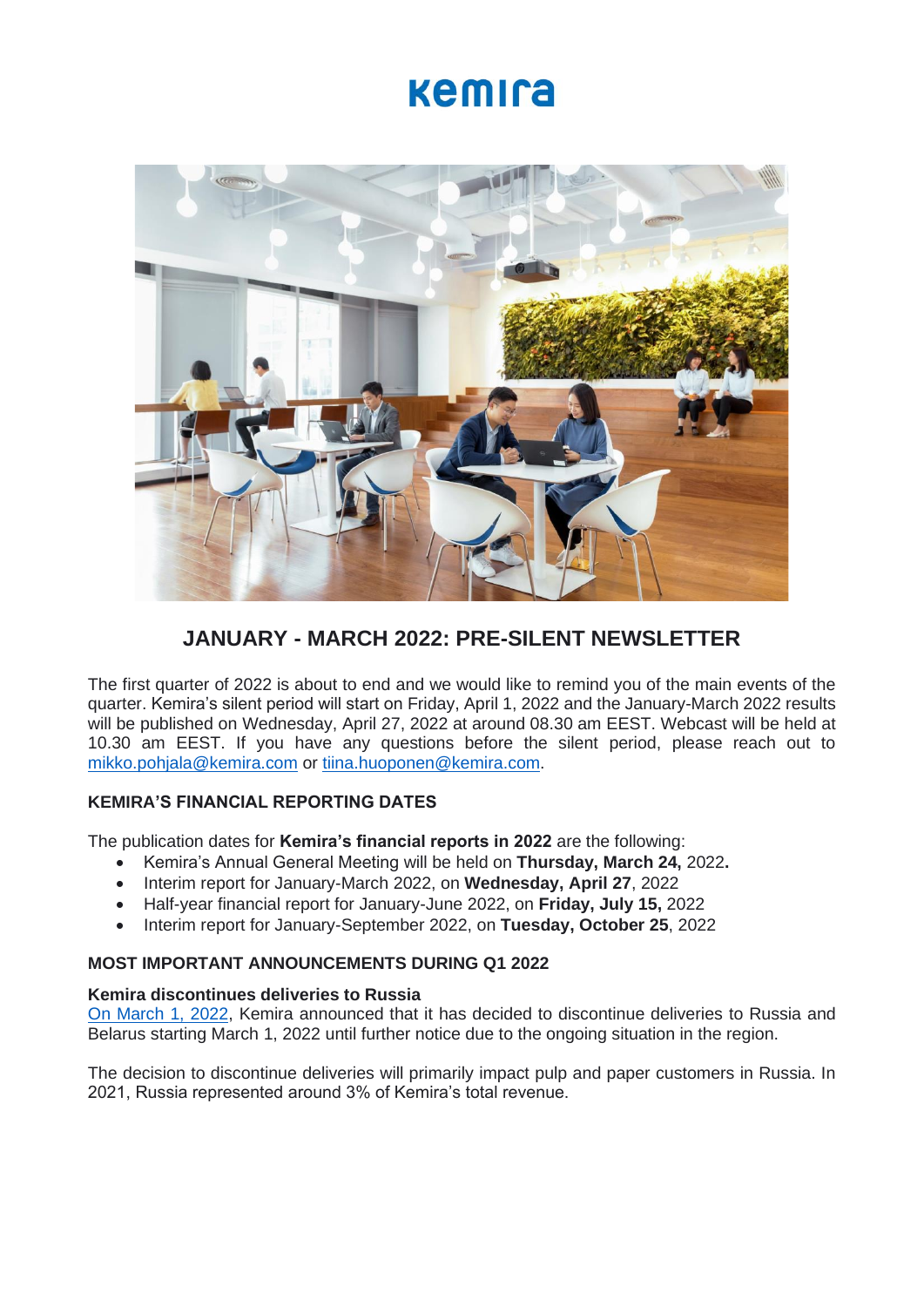# Kemira

## JANUARY - MARCH 2022: PRE-SILENT NEWSLETTER

The first quarter of 2022 is about to end and we would like to remind you of the main events of the quarter. Kemira's silent period will start on Friday, April 1, 2022 and the January-March 2022 results will be published on Wednesday, April 27, 2022 at around 08.30 am EEST. Webcast will be held at 10.30 am EEST. If you have any questions before the silent period, please reach out to mikko.pohjala@kemira.com or tiina.huoponen@kemira.com.

### KEMIRA'S FINANCIAL REPORTING DATES

The publication dates for **Kemira's financial reports in 2022** are the following:

- Kemira's Annual General Meeting will be held on **Thursday, March 24,** 2022**.**
- Interim report for January-March 2022, on **Wednesday, April 27**, 2022
- Half-year financial report for January-June 2022, on **Friday, July 15,** 2022
- Interim report for January-September 2022, on **Tuesday, October 25**, 2022

### MOST IMPORTANT ANNOUNCEMENTS DURING Q1 2022

**Kemira discontinues deliveries to Russia**

On March 1, 2022, Kemira announced that it has decided to discontinue deliveries to Russia and Belarus starting March 1, 2022 until further notice due to the ongoing situation in the region.

The decision to discontinue deliveries will primarily impact pulp and paper customers in Russia. In 2021, Russia represented around 3% of Kemira's total revenue.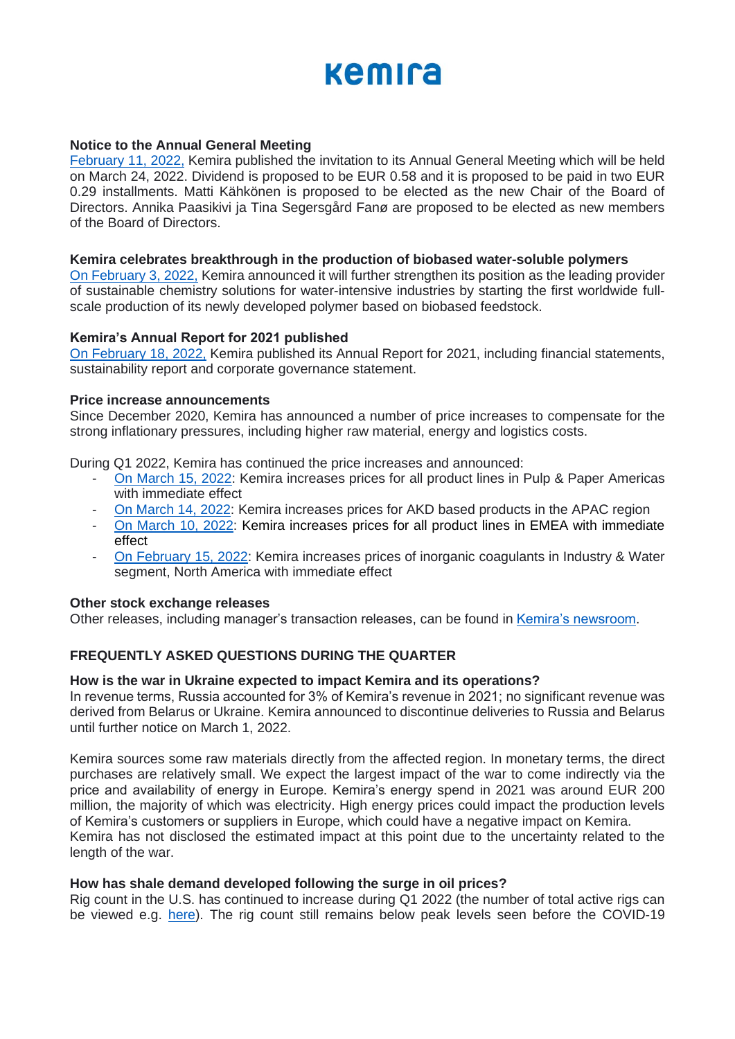**Notice to the Annual General Meeting**
February 11, 2022, Kemira published the invitation to its Annual General Meeting which will be held on March 24, 2022. Dividend is proposed to be EUR 0.58 and it is proposed to be paid in two EUR 0.29 installments. Matti Kähkönen is proposed to be elected as the new Chair of the Board of Directors. Annika Paasikivi ja Tina Segersgård Fanø are proposed to be elected as new members of the Board of Directors.

**Kemira celebrates breakthrough in the production of biobased water-soluble polymers**
On February 3, 2022, Kemira announced it will further strengthen its position as the leading provider of sustainable chemistry solutions for water-intensive industries by starting the first worldwide full-scale production of its newly developed polymer based on biobased feedstock.

**Kemira's Annual Report for 2021 published**
On February 18, 2022, Kemira published its Annual Report for 2021, including financial statements, sustainability report and corporate governance statement.

**Price increase announcements**
Since December 2020, Kemira has announced a number of price increases to compensate for the strong inflationary pressures, including higher raw material, energy and logistics costs.

During Q1 2022, Kemira has continued the price increases and announced:

- On March 15, 2022: Kemira increases prices for all product lines in Pulp & Paper Americas with immediate effect
- On March 14, 2022: Kemira increases prices for AKD based products in the APAC region
- On March 10, 2022: Kemira increases prices for all product lines in EMEA with immediate effect
- On February 15, 2022: Kemira increases prices of inorganic coagulants in Industry & Water segment, North America with immediate effect

**Other stock exchange releases**
Other releases, including manager's transaction releases, can be found in Kemira's newsroom.

## FREQUENTLY ASKED QUESTIONS DURING THE QUARTER

**How is the war in Ukraine expected to impact Kemira and its operations?**
In revenue terms, Russia accounted for 3% of Kemira's revenue in 2021; no significant revenue was derived from Belarus or Ukraine. Kemira announced to discontinue deliveries to Russia and Belarus until further notice on March 1, 2022.

Kemira sources some raw materials directly from the affected region. In monetary terms, the direct purchases are relatively small. We expect the largest impact of the war to come indirectly via the price and availability of energy in Europe. Kemira's energy spend in 2021 was around EUR 200 million, the majority of which was electricity. High energy prices could impact the production levels of Kemira's customers or suppliers in Europe, which could have a negative impact on Kemira.
Kemira has not disclosed the estimated impact at this point due to the uncertainty related to the length of the war.

**How has shale demand developed following the surge in oil prices?**
Rig count in the U.S. has continued to increase during Q1 2022 (the number of total active rigs can be viewed e.g. here). The rig count still remains below peak levels seen before the COVID-19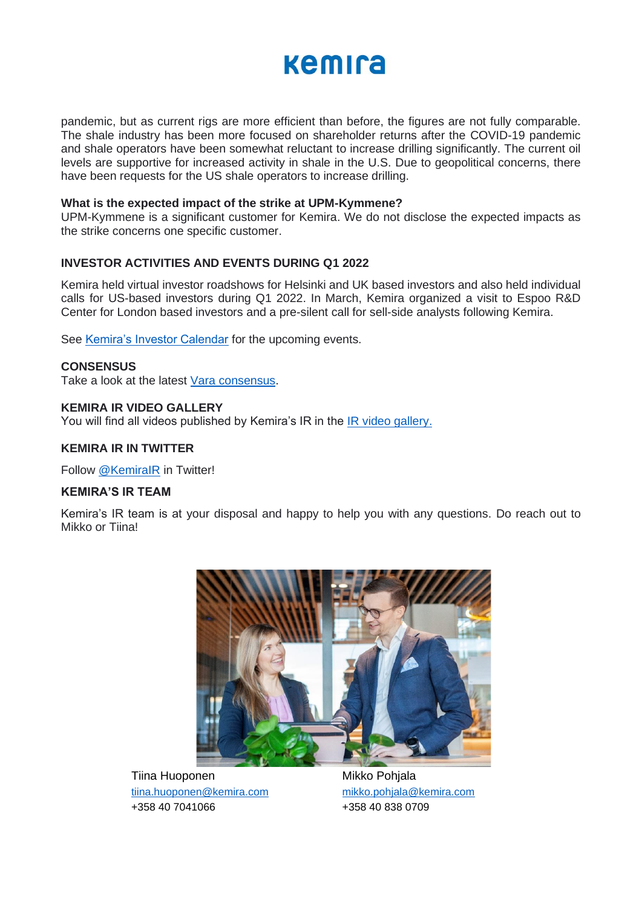pandemic, but as current rigs are more efficient than before, the figures are not fully comparable. The shale industry has been more focused on shareholder returns after the COVID-19 pandemic and shale operators have been somewhat reluctant to increase drilling significantly. The current oil levels are supportive for increased activity in shale in the U.S. Due to geopolitical concerns, there have been requests for the US shale operators to increase drilling.

**What is the expected impact of the strike at UPM-Kymmene?**
UPM-Kymmene is a significant customer for Kemira. We do not disclose the expected impacts as the strike concerns one specific customer.

## INVESTOR ACTIVITIES AND EVENTS DURING Q1 2022

Kemira held virtual investor roadshows for Helsinki and UK based investors and also held individual calls for US-based investors during Q1 2022. In March, Kemira organized a visit to Espoo R&D Center for London based investors and a pre-silent call for sell-side analysts following Kemira.

See [Kemira's Investor Calendar]() for the upcoming events.

## CONSENSUS

Take a look at the latest [Vara consensus]().

## KEMIRA IR VIDEO GALLERY

You will find all videos published by Kemira's IR in the [IR video gallery.]()

## KEMIRA IR IN TWITTER

Follow [@KemiraIR]() in Twitter!

## KEMIRA'S IR TEAM

Kemira's IR team is at your disposal and happy to help you with any questions. Do reach out to Mikko or Tiina!

Tiina Huoponen
tiina.huoponen@kemira.com
+358 40 7041066

Mikko Pohjala
mikko.pohjala@kemira.com
+358 40 838 0709